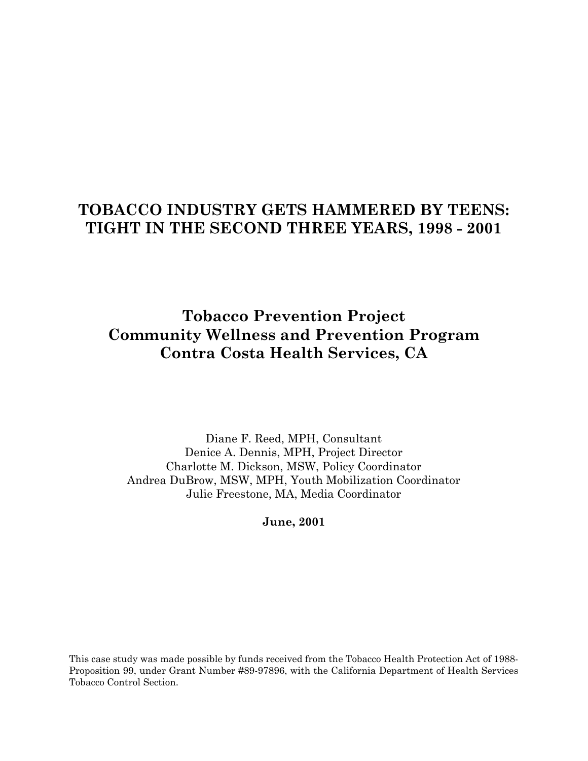# TOBACCO INDUSTRY GETS HAMMERED BY TEENS: TIGHT IN THE SECOND THREE YEARS, 1998 - 2001

## Tobacco Prevention Project
## Community Wellness and Prevention Program
## Contra Costa Health Services, CA

Diane F. Reed, MPH, Consultant
Denice A. Dennis, MPH, Project Director
Charlotte M. Dickson, MSW, Policy Coordinator
Andrea DuBrow, MSW, MPH, Youth Mobilization Coordinator
Julie Freestone, MA, Media Coordinator

**June, 2001**

This case study was made possible by funds received from the Tobacco Health Protection Act of 1988-Proposition 99, under Grant Number #89-97896, with the California Department of Health Services Tobacco Control Section.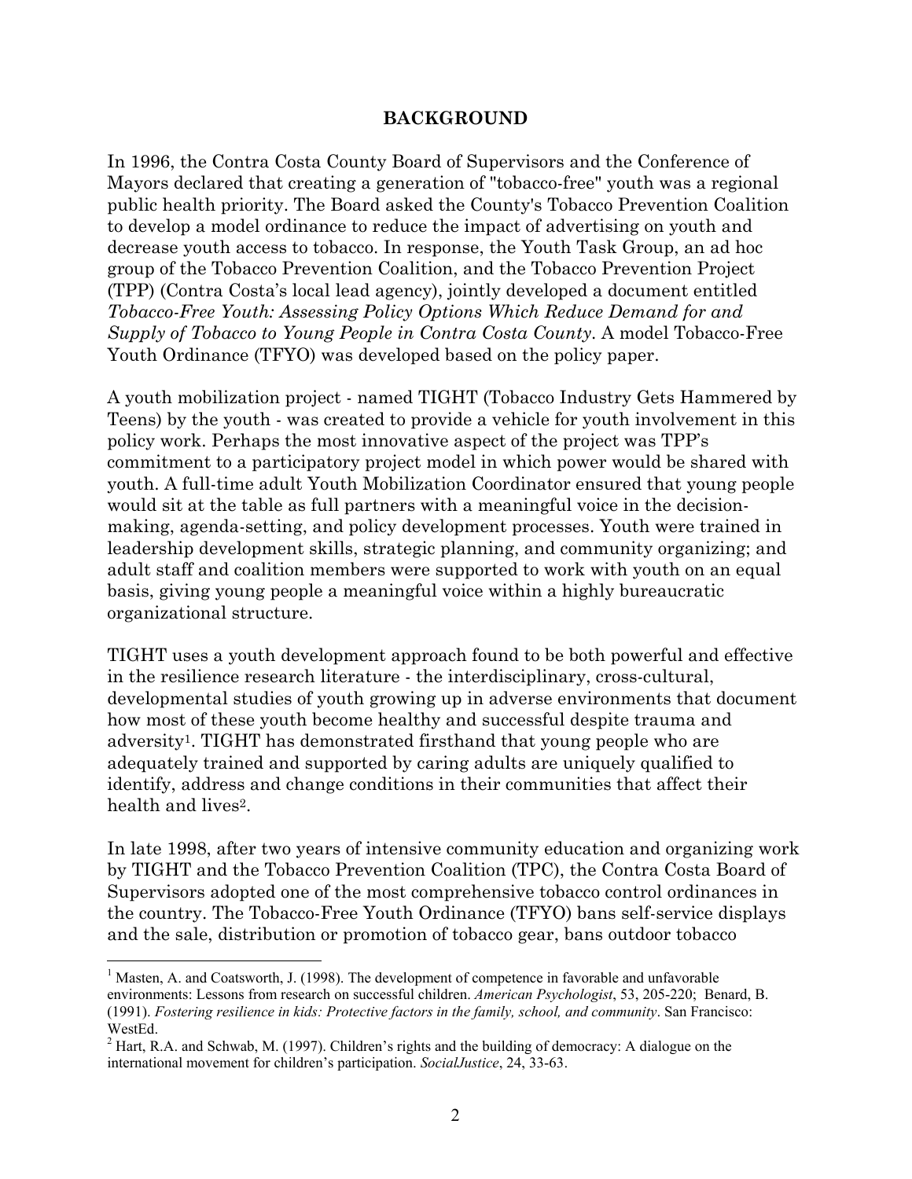## BACKGROUND

In 1996, the Contra Costa County Board of Supervisors and the Conference of Mayors declared that creating a generation of "tobacco-free" youth was a regional public health priority. The Board asked the County's Tobacco Prevention Coalition to develop a model ordinance to reduce the impact of advertising on youth and decrease youth access to tobacco. In response, the Youth Task Group, an ad hoc group of the Tobacco Prevention Coalition, and the Tobacco Prevention Project (TPP) (Contra Costa's local lead agency), jointly developed a document entitled *Tobacco-Free Youth: Assessing Policy Options Which Reduce Demand for and Supply of Tobacco to Young People in Contra Costa County*. A model Tobacco-Free Youth Ordinance (TFYO) was developed based on the policy paper.

A youth mobilization project - named TIGHT (Tobacco Industry Gets Hammered by Teens) by the youth - was created to provide a vehicle for youth involvement in this policy work. Perhaps the most innovative aspect of the project was TPP's commitment to a participatory project model in which power would be shared with youth. A full-time adult Youth Mobilization Coordinator ensured that young people would sit at the table as full partners with a meaningful voice in the decision-making, agenda-setting, and policy development processes. Youth were trained in leadership development skills, strategic planning, and community organizing; and adult staff and coalition members were supported to work with youth on an equal basis, giving young people a meaningful voice within a highly bureaucratic organizational structure.

TIGHT uses a youth development approach found to be both powerful and effective in the resilience research literature - the interdisciplinary, cross-cultural, developmental studies of youth growing up in adverse environments that document how most of these youth become healthy and successful despite trauma and adversity[1]. TIGHT has demonstrated firsthand that young people who are adequately trained and supported by caring adults are uniquely qualified to identify, address and change conditions in their communities that affect their health and lives[2].

In late 1998, after two years of intensive community education and organizing work by TIGHT and the Tobacco Prevention Coalition (TPC), the Contra Costa Board of Supervisors adopted one of the most comprehensive tobacco control ordinances in the country. The Tobacco-Free Youth Ordinance (TFYO) bans self-service displays and the sale, distribution or promotion of tobacco gear, bans outdoor tobacco

---

[1] Masten, A. and Coatsworth, J. (1998). The development of competence in favorable and unfavorable environments: Lessons from research on successful children. *American Psychologist*, 53, 205-220; Benard, B. (1991). *Fostering resilience in kids: Protective factors in the family, school, and community*. San Francisco: WestEd.

[2] Hart, R.A. and Schwab, M. (1997). Children's rights and the building of democracy: A dialogue on the international movement for children's participation. *SocialJustice*, 24, 33-63.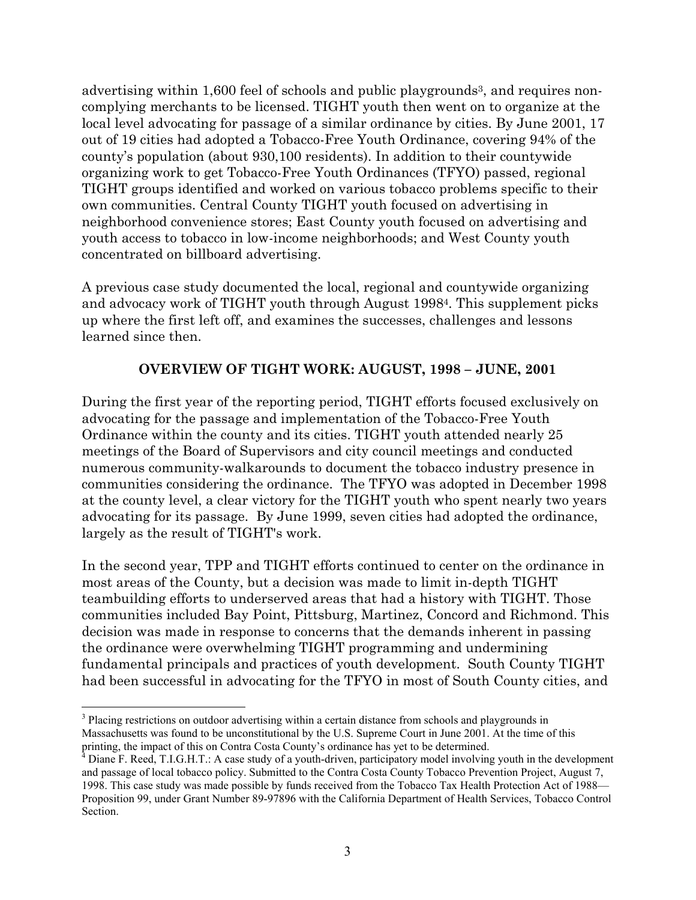advertising within 1,600 feel of schools and public playgrounds[3], and requires non-complying merchants to be licensed. TIGHT youth then went on to organize at the local level advocating for passage of a similar ordinance by cities. By June 2001, 17 out of 19 cities had adopted a Tobacco-Free Youth Ordinance, covering 94% of the county's population (about 930,100 residents). In addition to their countywide organizing work to get Tobacco-Free Youth Ordinances (TFYO) passed, regional TIGHT groups identified and worked on various tobacco problems specific to their own communities. Central County TIGHT youth focused on advertising in neighborhood convenience stores; East County youth focused on advertising and youth access to tobacco in low-income neighborhoods; and West County youth concentrated on billboard advertising.

A previous case study documented the local, regional and countywide organizing and advocacy work of TIGHT youth through August 1998[4]. This supplement picks up where the first left off, and examines the successes, challenges and lessons learned since then.

## OVERVIEW OF TIGHT WORK: AUGUST, 1998 – JUNE, 2001

During the first year of the reporting period, TIGHT efforts focused exclusively on advocating for the passage and implementation of the Tobacco-Free Youth Ordinance within the county and its cities. TIGHT youth attended nearly 25 meetings of the Board of Supervisors and city council meetings and conducted numerous community-walkarounds to document the tobacco industry presence in communities considering the ordinance. The TFYO was adopted in December 1998 at the county level, a clear victory for the TIGHT youth who spent nearly two years advocating for its passage. By June 1999, seven cities had adopted the ordinance, largely as the result of TIGHT's work.

In the second year, TPP and TIGHT efforts continued to center on the ordinance in most areas of the County, but a decision was made to limit in-depth TIGHT teambuilding efforts to underserved areas that had a history with TIGHT. Those communities included Bay Point, Pittsburg, Martinez, Concord and Richmond. This decision was made in response to concerns that the demands inherent in passing the ordinance were overwhelming TIGHT programming and undermining fundamental principals and practices of youth development. South County TIGHT had been successful in advocating for the TFYO in most of South County cities, and

---

[3] Placing restrictions on outdoor advertising within a certain distance from schools and playgrounds in Massachusetts was found to be unconstitutional by the U.S. Supreme Court in June 2001. At the time of this printing, the impact of this on Contra Costa County's ordinance has yet to be determined.

[4] Diane F. Reed, T.I.G.H.T.: A case study of a youth-driven, participatory model involving youth in the development and passage of local tobacco policy. Submitted to the Contra Costa County Tobacco Prevention Project, August 7, 1998. This case study was made possible by funds received from the Tobacco Tax Health Protection Act of 1988—Proposition 99, under Grant Number 89-97896 with the California Department of Health Services, Tobacco Control Section.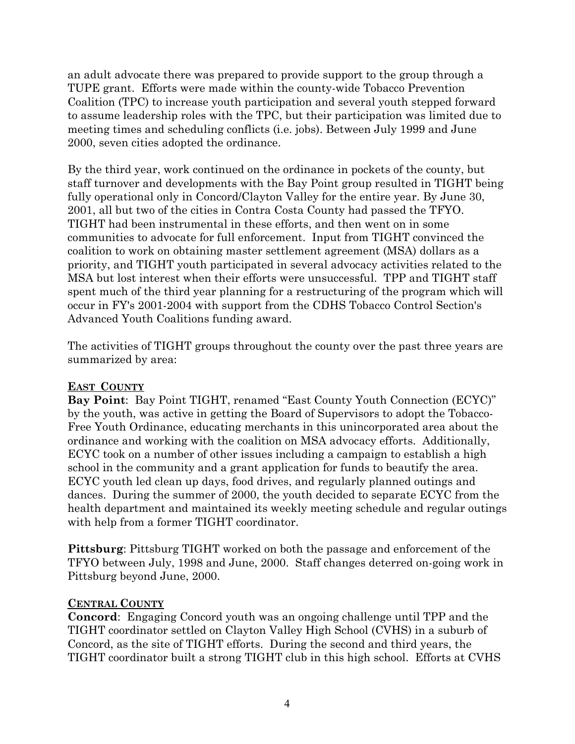an adult advocate there was prepared to provide support to the group through a TUPE grant. Efforts were made within the county-wide Tobacco Prevention Coalition (TPC) to increase youth participation and several youth stepped forward to assume leadership roles with the TPC, but their participation was limited due to meeting times and scheduling conflicts (i.e. jobs). Between July 1999 and June 2000, seven cities adopted the ordinance.

By the third year, work continued on the ordinance in pockets of the county, but staff turnover and developments with the Bay Point group resulted in TIGHT being fully operational only in Concord/Clayton Valley for the entire year. By June 30, 2001, all but two of the cities in Contra Costa County had passed the TFYO. TIGHT had been instrumental in these efforts, and then went on in some communities to advocate for full enforcement. Input from TIGHT convinced the coalition to work on obtaining master settlement agreement (MSA) dollars as a priority, and TIGHT youth participated in several advocacy activities related to the MSA but lost interest when their efforts were unsuccessful. TPP and TIGHT staff spent much of the third year planning for a restructuring of the program which will occur in FY's 2001-2004 with support from the CDHS Tobacco Control Section's Advanced Youth Coalitions funding award.

The activities of TIGHT groups throughout the county over the past three years are summarized by area:

## EAST COUNTY

**Bay Point**: Bay Point TIGHT, renamed "East County Youth Connection (ECYC)" by the youth, was active in getting the Board of Supervisors to adopt the Tobacco-Free Youth Ordinance, educating merchants in this unincorporated area about the ordinance and working with the coalition on MSA advocacy efforts. Additionally, ECYC took on a number of other issues including a campaign to establish a high school in the community and a grant application for funds to beautify the area. ECYC youth led clean up days, food drives, and regularly planned outings and dances. During the summer of 2000, the youth decided to separate ECYC from the health department and maintained its weekly meeting schedule and regular outings with help from a former TIGHT coordinator.

**Pittsburg**: Pittsburg TIGHT worked on both the passage and enforcement of the TFYO between July, 1998 and June, 2000. Staff changes deterred on-going work in Pittsburg beyond June, 2000.

## CENTRAL COUNTY

**Concord**: Engaging Concord youth was an ongoing challenge until TPP and the TIGHT coordinator settled on Clayton Valley High School (CVHS) in a suburb of Concord, as the site of TIGHT efforts. During the second and third years, the TIGHT coordinator built a strong TIGHT club in this high school. Efforts at CVHS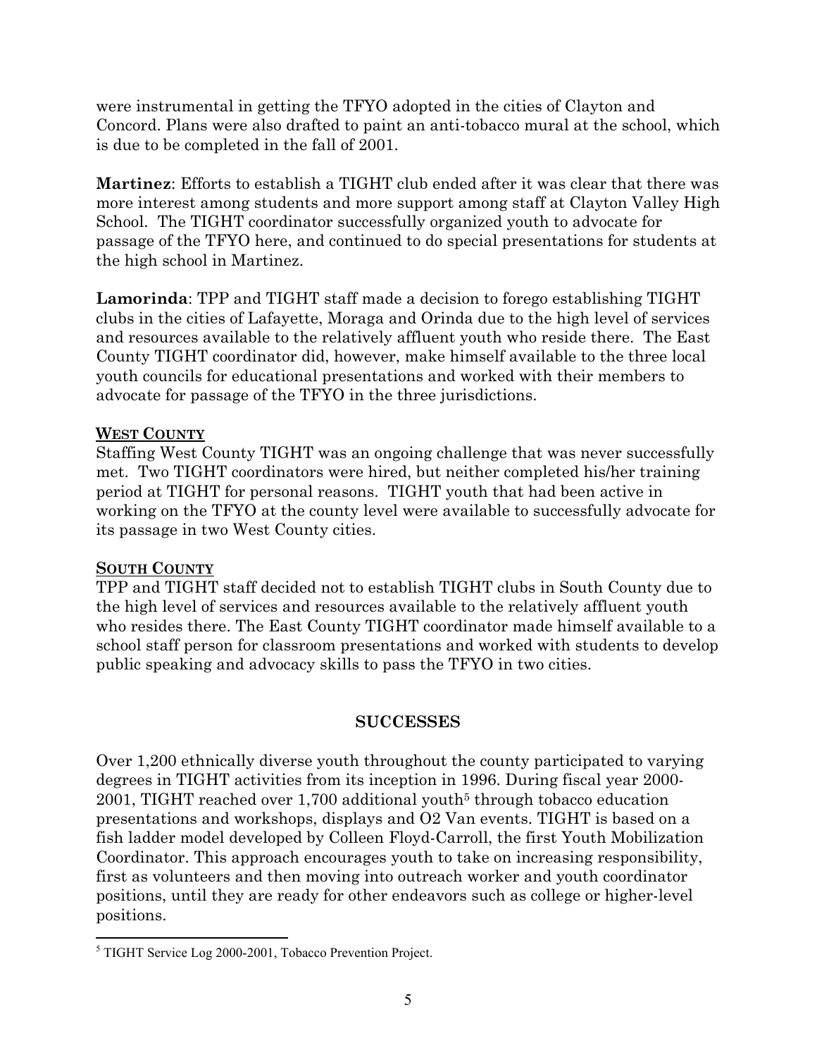were instrumental in getting the TFYO adopted in the cities of Clayton and Concord. Plans were also drafted to paint an anti-tobacco mural at the school, which is due to be completed in the fall of 2001.

**Martinez**: Efforts to establish a TIGHT club ended after it was clear that there was more interest among students and more support among staff at Clayton Valley High School. The TIGHT coordinator successfully organized youth to advocate for passage of the TFYO here, and continued to do special presentations for students at the high school in Martinez.

**Lamorinda**: TPP and TIGHT staff made a decision to forego establishing TIGHT clubs in the cities of Lafayette, Moraga and Orinda due to the high level of services and resources available to the relatively affluent youth who reside there. The East County TIGHT coordinator did, however, make himself available to the three local youth councils for educational presentations and worked with their members to advocate for passage of the TFYO in the three jurisdictions.

**WEST COUNTY**

Staffing West County TIGHT was an ongoing challenge that was never successfully met. Two TIGHT coordinators were hired, but neither completed his/her training period at TIGHT for personal reasons. TIGHT youth that had been active in working on the TFYO at the county level were available to successfully advocate for its passage in two West County cities.

**SOUTH COUNTY**

TPP and TIGHT staff decided not to establish TIGHT clubs in South County due to the high level of services and resources available to the relatively affluent youth who resides there. The East County TIGHT coordinator made himself available to a school staff person for classroom presentations and worked with students to develop public speaking and advocacy skills to pass the TFYO in two cities.

## SUCCESSES

Over 1,200 ethnically diverse youth throughout the county participated to varying degrees in TIGHT activities from its inception in 1996. During fiscal year 2000-2001, TIGHT reached over 1,700 additional youth[5] through tobacco education presentations and workshops, displays and O2 Van events. TIGHT is based on a fish ladder model developed by Colleen Floyd-Carroll, the first Youth Mobilization Coordinator. This approach encourages youth to take on increasing responsibility, first as volunteers and then moving into outreach worker and youth coordinator positions, until they are ready for other endeavors such as college or higher-level positions.

[5] TIGHT Service Log 2000-2001, Tobacco Prevention Project.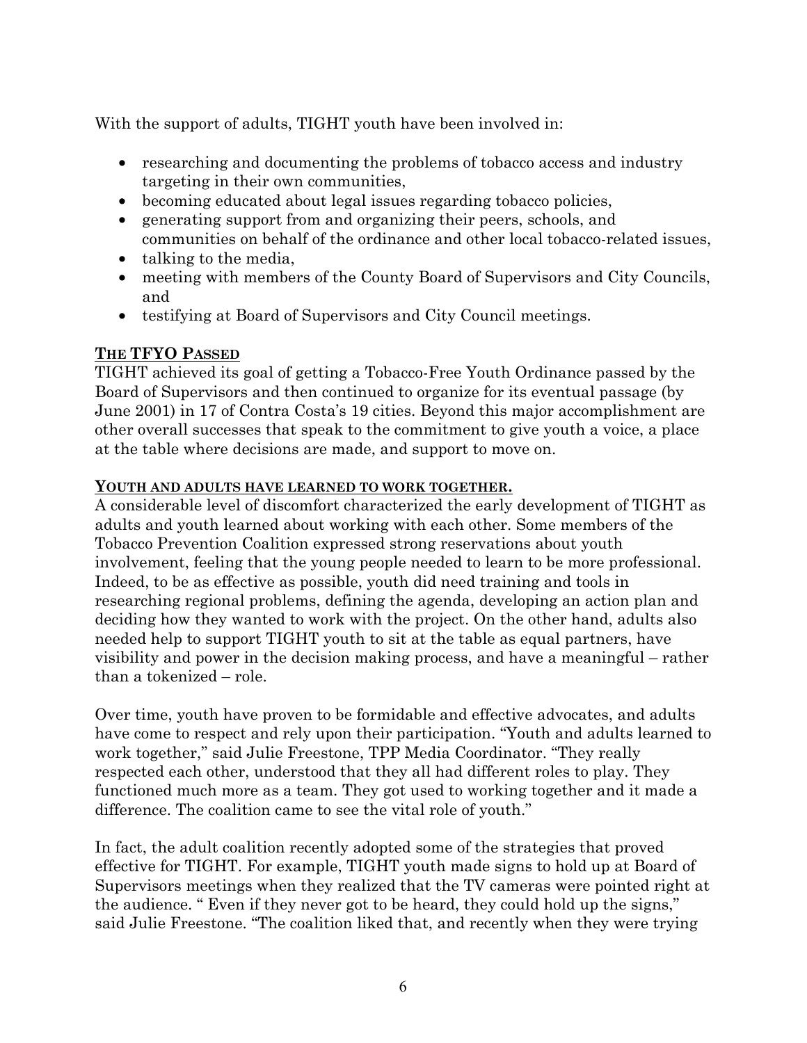With the support of adults, TIGHT youth have been involved in:

- researching and documenting the problems of tobacco access and industry targeting in their own communities,
- becoming educated about legal issues regarding tobacco policies,
- generating support from and organizing their peers, schools, and communities on behalf of the ordinance and other local tobacco-related issues,
- talking to the media,
- meeting with members of the County Board of Supervisors and City Councils, and
- testifying at Board of Supervisors and City Council meetings.

## THE TFYO PASSED

TIGHT achieved its goal of getting a Tobacco-Free Youth Ordinance passed by the Board of Supervisors and then continued to organize for its eventual passage (by June 2001) in 17 of Contra Costa's 19 cities. Beyond this major accomplishment are other overall successes that speak to the commitment to give youth a voice, a place at the table where decisions are made, and support to move on.

### YOUTH AND ADULTS HAVE LEARNED TO WORK TOGETHER.

A considerable level of discomfort characterized the early development of TIGHT as adults and youth learned about working with each other. Some members of the Tobacco Prevention Coalition expressed strong reservations about youth involvement, feeling that the young people needed to learn to be more professional. Indeed, to be as effective as possible, youth did need training and tools in researching regional problems, defining the agenda, developing an action plan and deciding how they wanted to work with the project. On the other hand, adults also needed help to support TIGHT youth to sit at the table as equal partners, have visibility and power in the decision making process, and have a meaningful – rather than a tokenized – role.

Over time, youth have proven to be formidable and effective advocates, and adults have come to respect and rely upon their participation. "Youth and adults learned to work together," said Julie Freestone, TPP Media Coordinator. "They really respected each other, understood that they all had different roles to play. They functioned much more as a team. They got used to working together and it made a difference. The coalition came to see the vital role of youth."

In fact, the adult coalition recently adopted some of the strategies that proved effective for TIGHT. For example, TIGHT youth made signs to hold up at Board of Supervisors meetings when they realized that the TV cameras were pointed right at the audience. " Even if they never got to be heard, they could hold up the signs," said Julie Freestone. "The coalition liked that, and recently when they were trying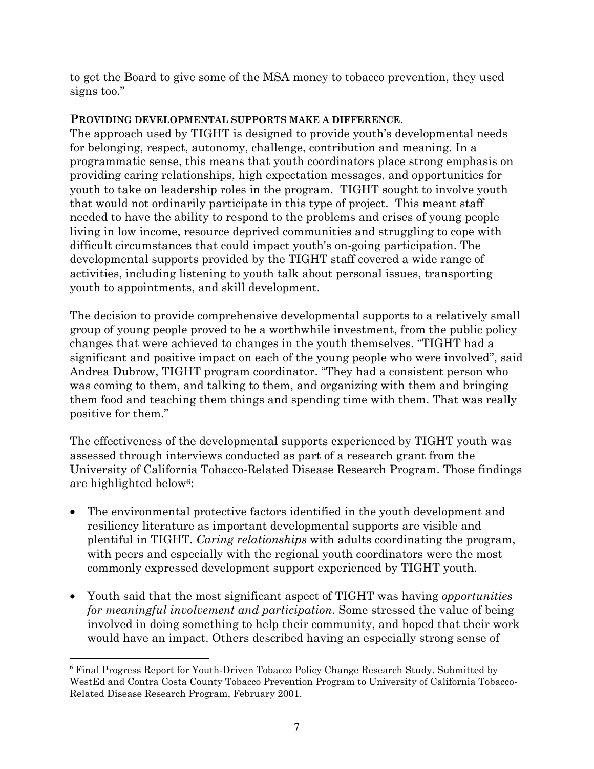to get the Board to give some of the MSA money to tobacco prevention, they used signs too."

## PROVIDING DEVELOPMENTAL SUPPORTS MAKE A DIFFERENCE.

The approach used by TIGHT is designed to provide youth's developmental needs for belonging, respect, autonomy, challenge, contribution and meaning. In a programmatic sense, this means that youth coordinators place strong emphasis on providing caring relationships, high expectation messages, and opportunities for youth to take on leadership roles in the program. TIGHT sought to involve youth that would not ordinarily participate in this type of project. This meant staff needed to have the ability to respond to the problems and crises of young people living in low income, resource deprived communities and struggling to cope with difficult circumstances that could impact youth's on-going participation. The developmental supports provided by the TIGHT staff covered a wide range of activities, including listening to youth talk about personal issues, transporting youth to appointments, and skill development.

The decision to provide comprehensive developmental supports to a relatively small group of young people proved to be a worthwhile investment, from the public policy changes that were achieved to changes in the youth themselves. "TIGHT had a significant and positive impact on each of the young people who were involved", said Andrea Dubrow, TIGHT program coordinator. "They had a consistent person who was coming to them, and talking to them, and organizing with them and bringing them food and teaching them things and spending time with them. That was really positive for them."

The effectiveness of the developmental supports experienced by TIGHT youth was assessed through interviews conducted as part of a research grant from the University of California Tobacco-Related Disease Research Program. Those findings are highlighted below[6]:

- The environmental protective factors identified in the youth development and resiliency literature as important developmental supports are visible and plentiful in TIGHT. *Caring relationships* with adults coordinating the program, with peers and especially with the regional youth coordinators were the most commonly expressed development support experienced by TIGHT youth.

- Youth said that the most significant aspect of TIGHT was having *opportunities for meaningful involvement and participation*. Some stressed the value of being involved in doing something to help their community, and hoped that their work would have an impact. Others described having an especially strong sense of

[6] Final Progress Report for Youth-Driven Tobacco Policy Change Research Study. Submitted by WestEd and Contra Costa County Tobacco Prevention Program to University of California Tobacco-Related Disease Research Program, February 2001.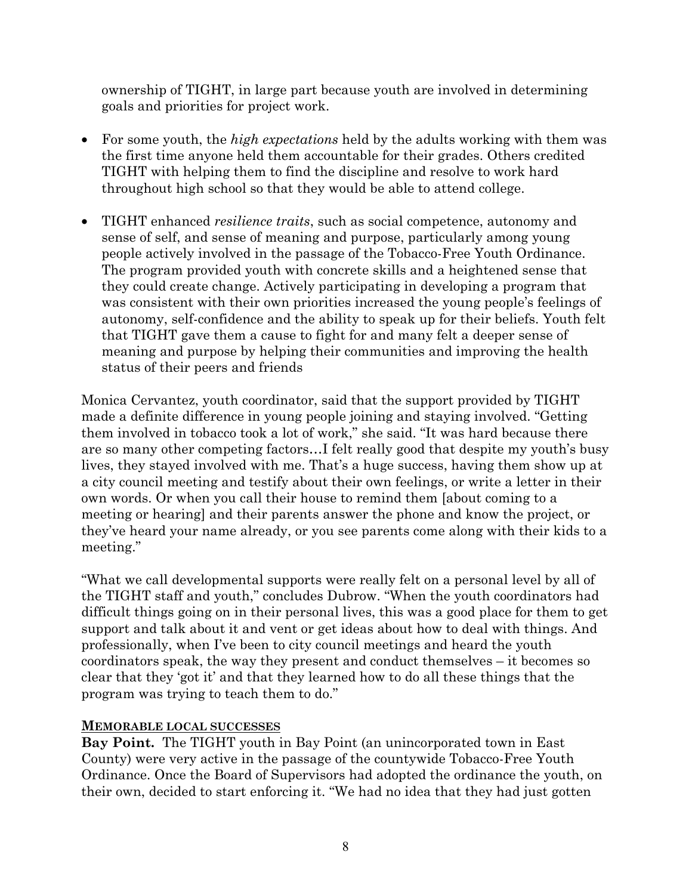ownership of TIGHT, in large part because youth are involved in determining goals and priorities for project work.

- For some youth, the *high expectations* held by the adults working with them was the first time anyone held them accountable for their grades. Others credited TIGHT with helping them to find the discipline and resolve to work hard throughout high school so that they would be able to attend college.

- TIGHT enhanced *resilience traits*, such as social competence, autonomy and sense of self, and sense of meaning and purpose, particularly among young people actively involved in the passage of the Tobacco-Free Youth Ordinance. The program provided youth with concrete skills and a heightened sense that they could create change. Actively participating in developing a program that was consistent with their own priorities increased the young people's feelings of autonomy, self-confidence and the ability to speak up for their beliefs. Youth felt that TIGHT gave them a cause to fight for and many felt a deeper sense of meaning and purpose by helping their communities and improving the health status of their peers and friends

Monica Cervantez, youth coordinator, said that the support provided by TIGHT made a definite difference in young people joining and staying involved. "Getting them involved in tobacco took a lot of work," she said. "It was hard because there are so many other competing factors…I felt really good that despite my youth's busy lives, they stayed involved with me. That's a huge success, having them show up at a city council meeting and testify about their own feelings, or write a letter in their own words. Or when you call their house to remind them [about coming to a meeting or hearing] and their parents answer the phone and know the project, or they've heard your name already, or you see parents come along with their kids to a meeting."

"What we call developmental supports were really felt on a personal level by all of the TIGHT staff and youth," concludes Dubrow. "When the youth coordinators had difficult things going on in their personal lives, this was a good place for them to get support and talk about it and vent or get ideas about how to deal with things. And professionally, when I've been to city council meetings and heard the youth coordinators speak, the way they present and conduct themselves – it becomes so clear that they 'got it' and that they learned how to do all these things that the program was trying to teach them to do."

### MEMORABLE LOCAL SUCCESSES

**Bay Point.** The TIGHT youth in Bay Point (an unincorporated town in East County) were very active in the passage of the countywide Tobacco-Free Youth Ordinance. Once the Board of Supervisors had adopted the ordinance the youth, on their own, decided to start enforcing it. "We had no idea that they had just gotten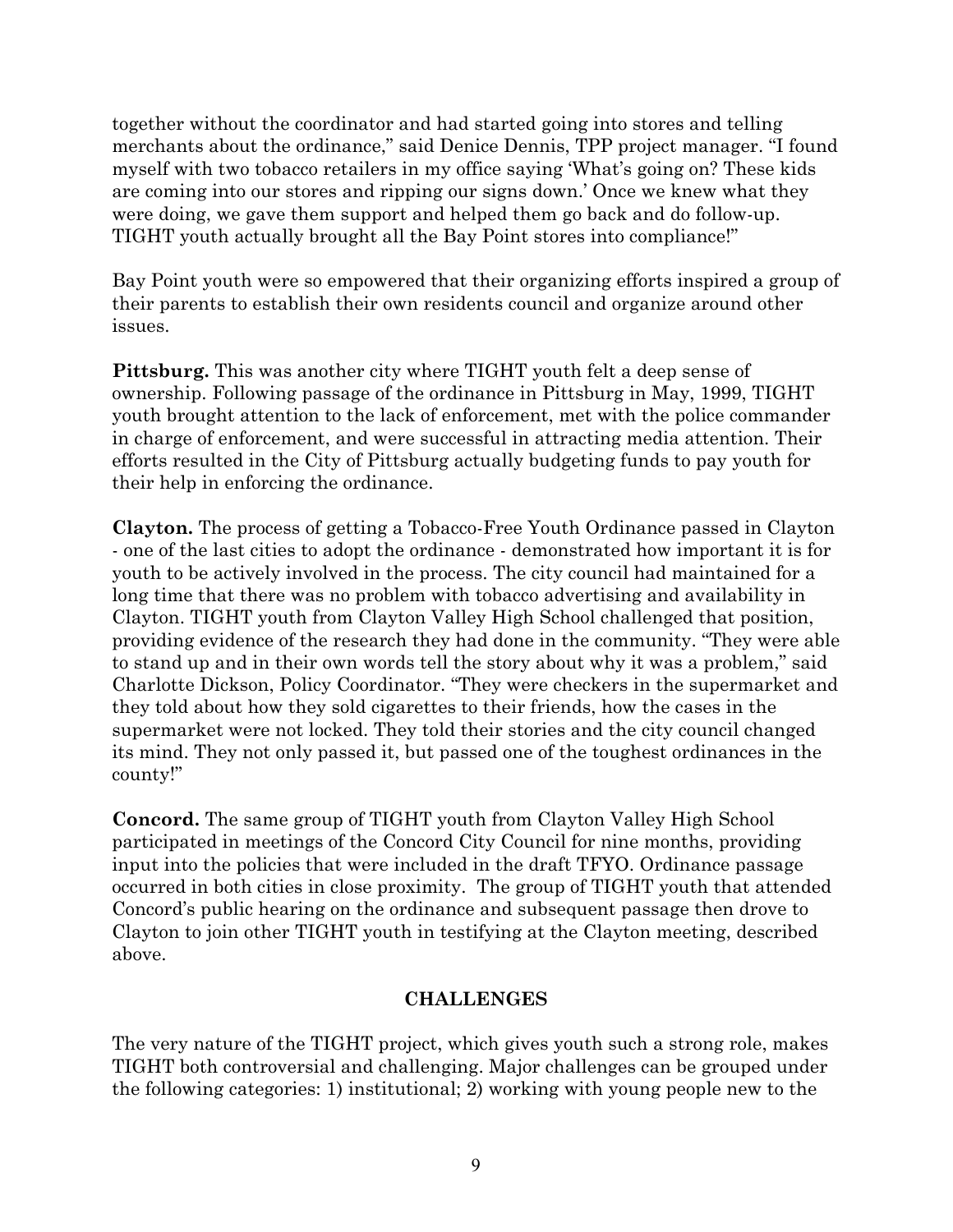together without the coordinator and had started going into stores and telling merchants about the ordinance," said Denice Dennis, TPP project manager. "I found myself with two tobacco retailers in my office saying 'What's going on? These kids are coming into our stores and ripping our signs down.' Once we knew what they were doing, we gave them support and helped them go back and do follow-up. TIGHT youth actually brought all the Bay Point stores into compliance!"

Bay Point youth were so empowered that their organizing efforts inspired a group of their parents to establish their own residents council and organize around other issues.

**Pittsburg.** This was another city where TIGHT youth felt a deep sense of ownership. Following passage of the ordinance in Pittsburg in May, 1999, TIGHT youth brought attention to the lack of enforcement, met with the police commander in charge of enforcement, and were successful in attracting media attention. Their efforts resulted in the City of Pittsburg actually budgeting funds to pay youth for their help in enforcing the ordinance.

**Clayton.** The process of getting a Tobacco-Free Youth Ordinance passed in Clayton - one of the last cities to adopt the ordinance - demonstrated how important it is for youth to be actively involved in the process. The city council had maintained for a long time that there was no problem with tobacco advertising and availability in Clayton. TIGHT youth from Clayton Valley High School challenged that position, providing evidence of the research they had done in the community. "They were able to stand up and in their own words tell the story about why it was a problem," said Charlotte Dickson, Policy Coordinator. "They were checkers in the supermarket and they told about how they sold cigarettes to their friends, how the cases in the supermarket were not locked. They told their stories and the city council changed its mind. They not only passed it, but passed one of the toughest ordinances in the county!"

**Concord.** The same group of TIGHT youth from Clayton Valley High School participated in meetings of the Concord City Council for nine months, providing input into the policies that were included in the draft TFYO. Ordinance passage occurred in both cities in close proximity. The group of TIGHT youth that attended Concord's public hearing on the ordinance and subsequent passage then drove to Clayton to join other TIGHT youth in testifying at the Clayton meeting, described above.

## CHALLENGES

The very nature of the TIGHT project, which gives youth such a strong role, makes TIGHT both controversial and challenging. Major challenges can be grouped under the following categories: 1) institutional; 2) working with young people new to the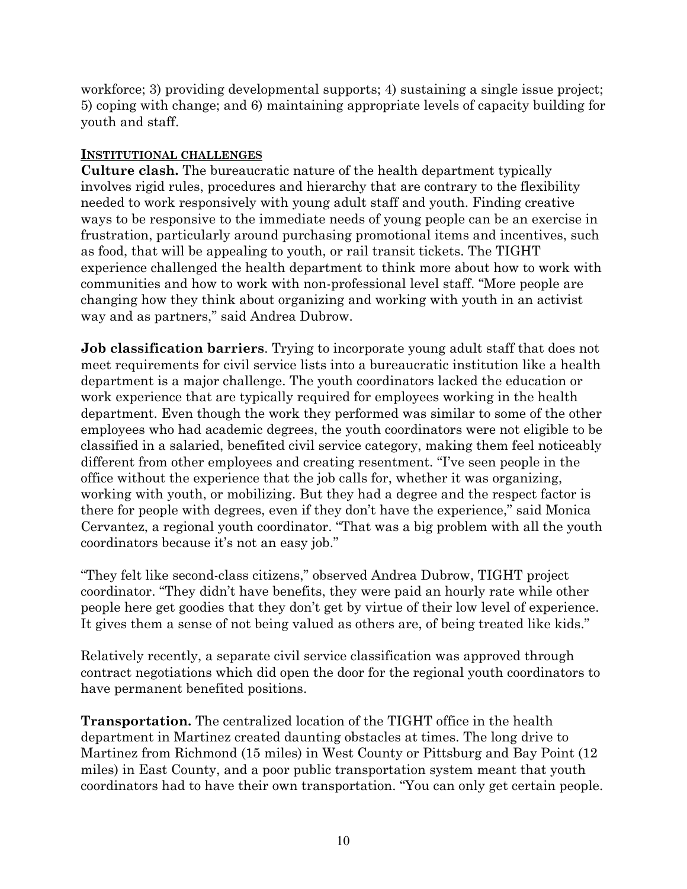workforce; 3) providing developmental supports; 4) sustaining a single issue project; 5) coping with change; and 6) maintaining appropriate levels of capacity building for youth and staff.

**INSTITUTIONAL CHALLENGES**

**Culture clash.** The bureaucratic nature of the health department typically involves rigid rules, procedures and hierarchy that are contrary to the flexibility needed to work responsively with young adult staff and youth. Finding creative ways to be responsive to the immediate needs of young people can be an exercise in frustration, particularly around purchasing promotional items and incentives, such as food, that will be appealing to youth, or rail transit tickets. The TIGHT experience challenged the health department to think more about how to work with communities and how to work with non-professional level staff. "More people are changing how they think about organizing and working with youth in an activist way and as partners," said Andrea Dubrow.

**Job classification barriers**. Trying to incorporate young adult staff that does not meet requirements for civil service lists into a bureaucratic institution like a health department is a major challenge. The youth coordinators lacked the education or work experience that are typically required for employees working in the health department. Even though the work they performed was similar to some of the other employees who had academic degrees, the youth coordinators were not eligible to be classified in a salaried, benefited civil service category, making them feel noticeably different from other employees and creating resentment. "I've seen people in the office without the experience that the job calls for, whether it was organizing, working with youth, or mobilizing. But they had a degree and the respect factor is there for people with degrees, even if they don't have the experience," said Monica Cervantez, a regional youth coordinator. "That was a big problem with all the youth coordinators because it's not an easy job."

"They felt like second-class citizens," observed Andrea Dubrow, TIGHT project coordinator. "They didn't have benefits, they were paid an hourly rate while other people here get goodies that they don't get by virtue of their low level of experience. It gives them a sense of not being valued as others are, of being treated like kids."

Relatively recently, a separate civil service classification was approved through contract negotiations which did open the door for the regional youth coordinators to have permanent benefited positions.

**Transportation.** The centralized location of the TIGHT office in the health department in Martinez created daunting obstacles at times. The long drive to Martinez from Richmond (15 miles) in West County or Pittsburg and Bay Point (12 miles) in East County, and a poor public transportation system meant that youth coordinators had to have their own transportation. "You can only get certain people.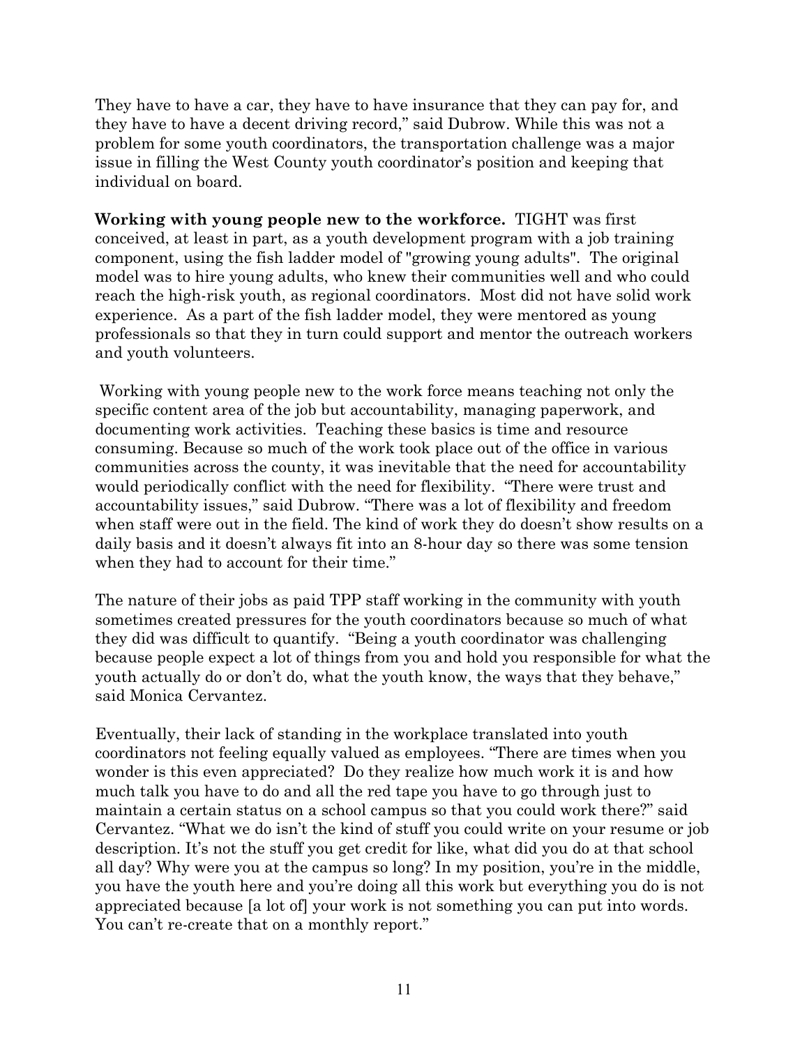They have to have a car, they have to have insurance that they can pay for, and they have to have a decent driving record," said Dubrow. While this was not a problem for some youth coordinators, the transportation challenge was a major issue in filling the West County youth coordinator's position and keeping that individual on board.

**Working with young people new to the workforce.** TIGHT was first conceived, at least in part, as a youth development program with a job training component, using the fish ladder model of "growing young adults". The original model was to hire young adults, who knew their communities well and who could reach the high-risk youth, as regional coordinators. Most did not have solid work experience. As a part of the fish ladder model, they were mentored as young professionals so that they in turn could support and mentor the outreach workers and youth volunteers.

Working with young people new to the work force means teaching not only the specific content area of the job but accountability, managing paperwork, and documenting work activities. Teaching these basics is time and resource consuming. Because so much of the work took place out of the office in various communities across the county, it was inevitable that the need for accountability would periodically conflict with the need for flexibility. "There were trust and accountability issues," said Dubrow. "There was a lot of flexibility and freedom when staff were out in the field. The kind of work they do doesn't show results on a daily basis and it doesn't always fit into an 8-hour day so there was some tension when they had to account for their time."

The nature of their jobs as paid TPP staff working in the community with youth sometimes created pressures for the youth coordinators because so much of what they did was difficult to quantify. "Being a youth coordinator was challenging because people expect a lot of things from you and hold you responsible for what the youth actually do or don't do, what the youth know, the ways that they behave," said Monica Cervantez.

Eventually, their lack of standing in the workplace translated into youth coordinators not feeling equally valued as employees. "There are times when you wonder is this even appreciated? Do they realize how much work it is and how much talk you have to do and all the red tape you have to go through just to maintain a certain status on a school campus so that you could work there?" said Cervantez. "What we do isn't the kind of stuff you could write on your resume or job description. It's not the stuff you get credit for like, what did you do at that school all day? Why were you at the campus so long? In my position, you're in the middle, you have the youth here and you're doing all this work but everything you do is not appreciated because [a lot of] your work is not something you can put into words. You can't re-create that on a monthly report."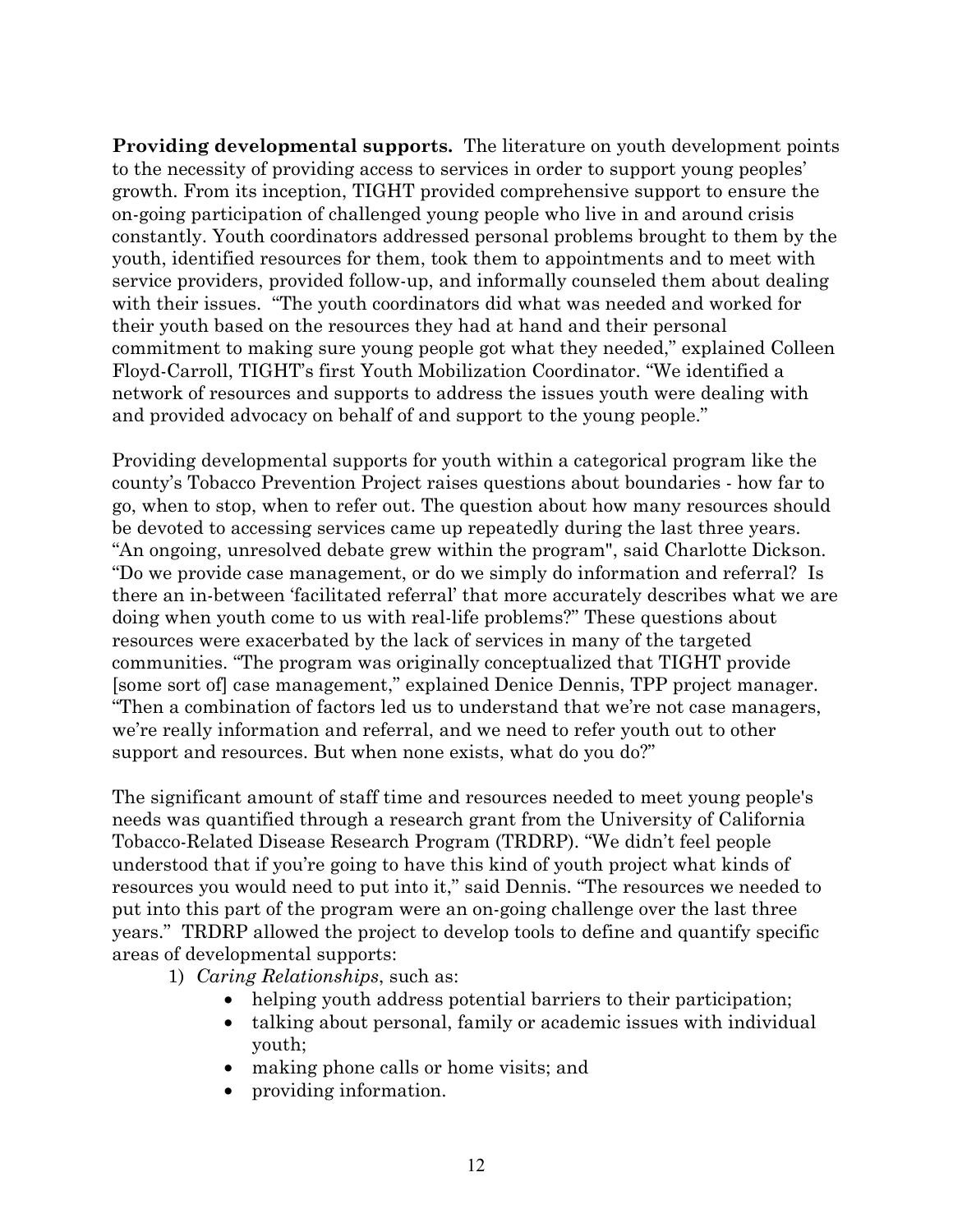**Providing developmental supports.** The literature on youth development points to the necessity of providing access to services in order to support young peoples' growth. From its inception, TIGHT provided comprehensive support to ensure the on-going participation of challenged young people who live in and around crisis constantly. Youth coordinators addressed personal problems brought to them by the youth, identified resources for them, took them to appointments and to meet with service providers, provided follow-up, and informally counseled them about dealing with their issues. "The youth coordinators did what was needed and worked for their youth based on the resources they had at hand and their personal commitment to making sure young people got what they needed," explained Colleen Floyd-Carroll, TIGHT's first Youth Mobilization Coordinator. "We identified a network of resources and supports to address the issues youth were dealing with and provided advocacy on behalf of and support to the young people."

Providing developmental supports for youth within a categorical program like the county's Tobacco Prevention Project raises questions about boundaries - how far to go, when to stop, when to refer out. The question about how many resources should be devoted to accessing services came up repeatedly during the last three years. "An ongoing, unresolved debate grew within the program", said Charlotte Dickson. "Do we provide case management, or do we simply do information and referral? Is there an in-between 'facilitated referral' that more accurately describes what we are doing when youth come to us with real-life problems?" These questions about resources were exacerbated by the lack of services in many of the targeted communities. "The program was originally conceptualized that TIGHT provide [some sort of] case management," explained Denice Dennis, TPP project manager. "Then a combination of factors led us to understand that we're not case managers, we're really information and referral, and we need to refer youth out to other support and resources. But when none exists, what do you do?"

The significant amount of staff time and resources needed to meet young people's needs was quantified through a research grant from the University of California Tobacco-Related Disease Research Program (TRDRP). "We didn't feel people understood that if you're going to have this kind of youth project what kinds of resources you would need to put into it," said Dennis. "The resources we needed to put into this part of the program were an on-going challenge over the last three years." TRDRP allowed the project to develop tools to define and quantify specific areas of developmental supports:

1) *Caring Relationships*, such as:
    - helping youth address potential barriers to their participation;
    - talking about personal, family or academic issues with individual youth;
    - making phone calls or home visits; and
    - providing information.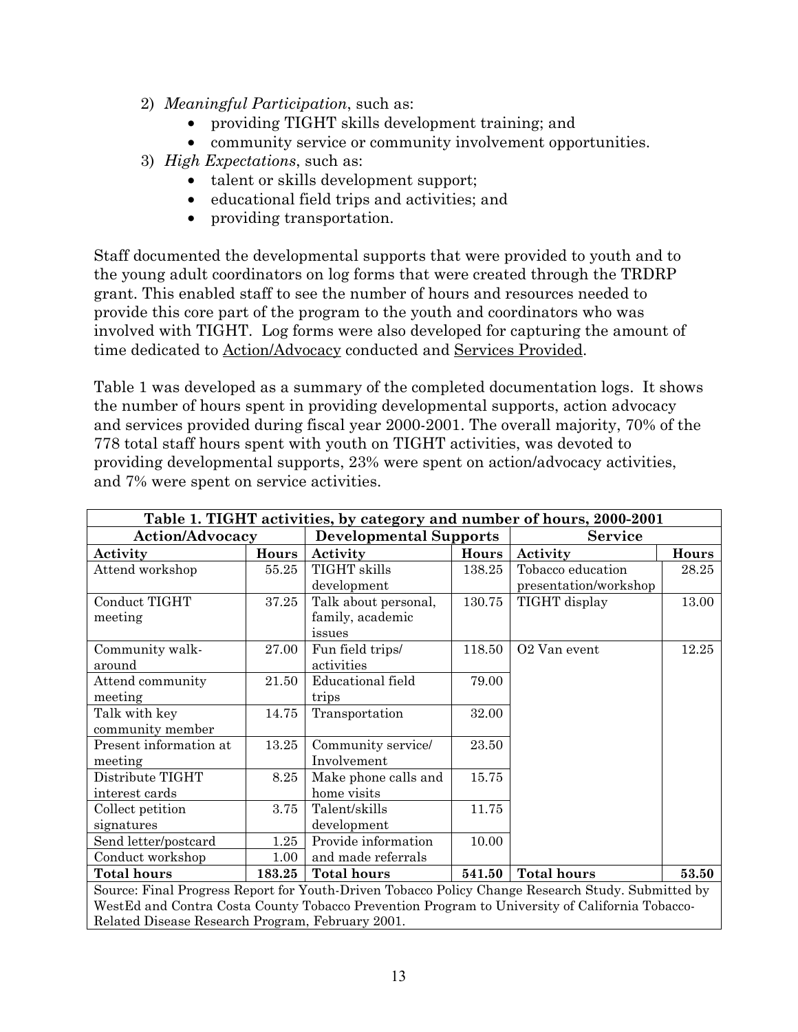2) *Meaningful Participation*, such as:
   - providing TIGHT skills development training; and
   - community service or community involvement opportunities.
3) *High Expectations*, such as:
   - talent or skills development support;
   - educational field trips and activities; and
   - providing transportation.

Staff documented the developmental supports that were provided to youth and to the young adult coordinators on log forms that were created through the TRDRP grant. This enabled staff to see the number of hours and resources needed to provide this core part of the program to the youth and coordinators who was involved with TIGHT. Log forms were also developed for capturing the amount of time dedicated to <u>Action/Advocacy</u> conducted and <u>Services Provided</u>.

Table 1 was developed as a summary of the completed documentation logs. It shows the number of hours spent in providing developmental supports, action advocacy and services provided during fiscal year 2000-2001. The overall majority, 70% of the 778 total staff hours spent with youth on TIGHT activities, was devoted to providing developmental supports, 23% were spent on action/advocacy activities, and 7% were spent on service activities.

**Table 1. TIGHT activities, by category and number of hours, 2000-2001**

| Action/Advocacy | | Developmental Supports | | Service | |
|---|---|---|---|---|---|
| **Activity** | **Hours** | **Activity** | **Hours** | **Activity** | **Hours** |
| Attend workshop | 55.25 | TIGHT skills development | 138.25 | Tobacco education presentation/workshop | 28.25 |
| Conduct TIGHT meeting | 37.25 | Talk about personal, family, academic issues | 130.75 | TIGHT display | 13.00 |
| Community walk-around | 27.00 | Fun field trips/ activities | 118.50 | O2 Van event | 12.25 |
| Attend community meeting | 21.50 | Educational field trips | 79.00 | | |
| Talk with key community member | 14.75 | Transportation | 32.00 | | |
| Present information at meeting | 13.25 | Community service/ Involvement | 23.50 | | |
| Distribute TIGHT interest cards | 8.25 | Make phone calls and home visits | 15.75 | | |
| Collect petition signatures | 3.75 | Talent/skills development | 11.75 | | |
| Send letter/postcard | 1.25 | Provide information and made referrals | 10.00 | | |
| Conduct workshop | 1.00 | | | | |
| **Total hours** | **183.25** | **Total hours** | **541.50** | **Total hours** | **53.50** |

Source: Final Progress Report for Youth-Driven Tobacco Policy Change Research Study. Submitted by WestEd and Contra Costa County Tobacco Prevention Program to University of California Tobacco-Related Disease Research Program, February 2001.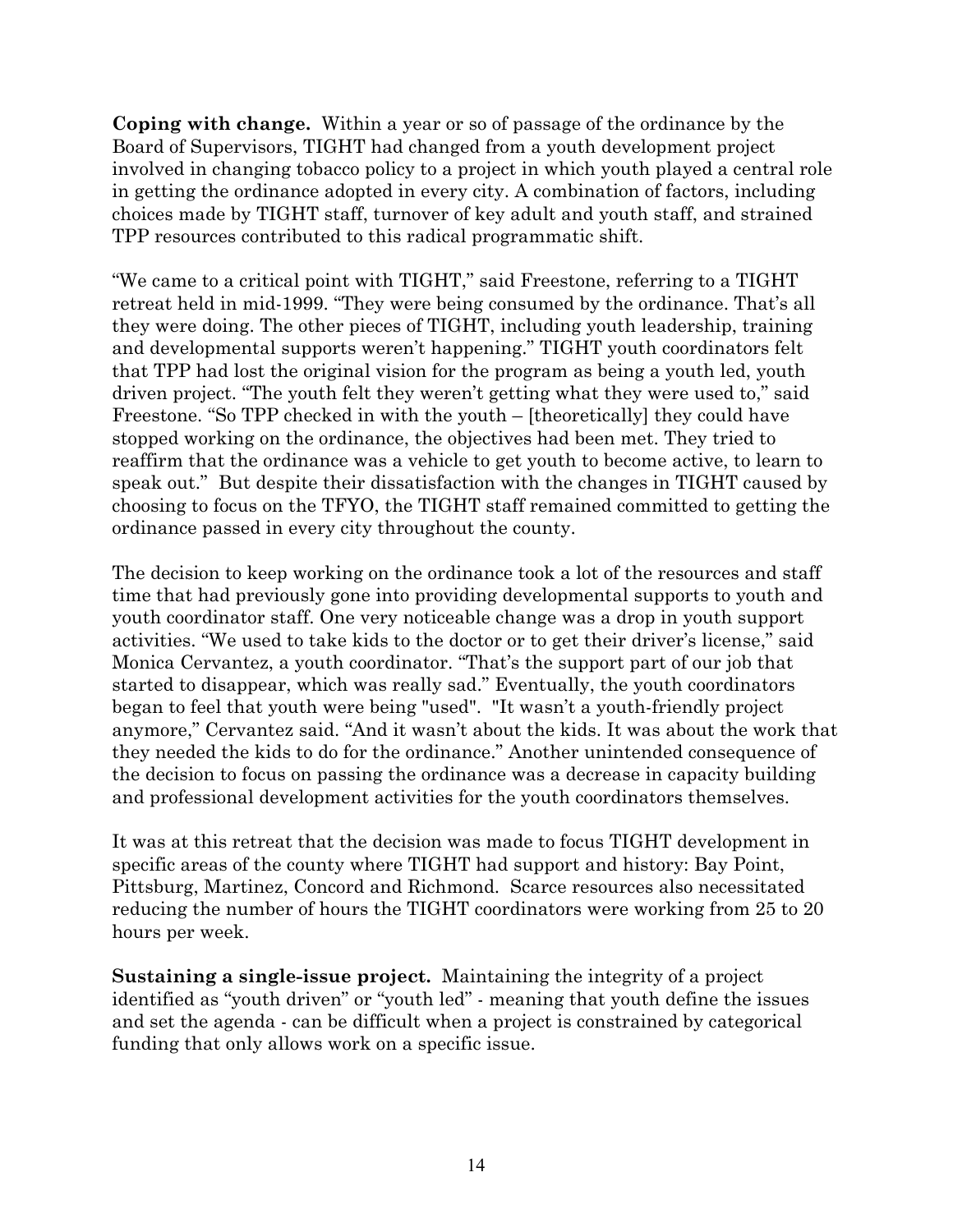**Coping with change.** Within a year or so of passage of the ordinance by the Board of Supervisors, TIGHT had changed from a youth development project involved in changing tobacco policy to a project in which youth played a central role in getting the ordinance adopted in every city. A combination of factors, including choices made by TIGHT staff, turnover of key adult and youth staff, and strained TPP resources contributed to this radical programmatic shift.

"We came to a critical point with TIGHT," said Freestone, referring to a TIGHT retreat held in mid-1999. "They were being consumed by the ordinance. That's all they were doing. The other pieces of TIGHT, including youth leadership, training and developmental supports weren't happening." TIGHT youth coordinators felt that TPP had lost the original vision for the program as being a youth led, youth driven project. "The youth felt they weren't getting what they were used to," said Freestone. "So TPP checked in with the youth – [theoretically] they could have stopped working on the ordinance, the objectives had been met. They tried to reaffirm that the ordinance was a vehicle to get youth to become active, to learn to speak out." But despite their dissatisfaction with the changes in TIGHT caused by choosing to focus on the TFYO, the TIGHT staff remained committed to getting the ordinance passed in every city throughout the county.

The decision to keep working on the ordinance took a lot of the resources and staff time that had previously gone into providing developmental supports to youth and youth coordinator staff. One very noticeable change was a drop in youth support activities. "We used to take kids to the doctor or to get their driver's license," said Monica Cervantez, a youth coordinator. "That's the support part of our job that started to disappear, which was really sad." Eventually, the youth coordinators began to feel that youth were being "used". "It wasn't a youth-friendly project anymore," Cervantez said. "And it wasn't about the kids. It was about the work that they needed the kids to do for the ordinance." Another unintended consequence of the decision to focus on passing the ordinance was a decrease in capacity building and professional development activities for the youth coordinators themselves.

It was at this retreat that the decision was made to focus TIGHT development in specific areas of the county where TIGHT had support and history: Bay Point, Pittsburg, Martinez, Concord and Richmond. Scarce resources also necessitated reducing the number of hours the TIGHT coordinators were working from 25 to 20 hours per week.

**Sustaining a single-issue project.** Maintaining the integrity of a project identified as "youth driven" or "youth led" - meaning that youth define the issues and set the agenda - can be difficult when a project is constrained by categorical funding that only allows work on a specific issue.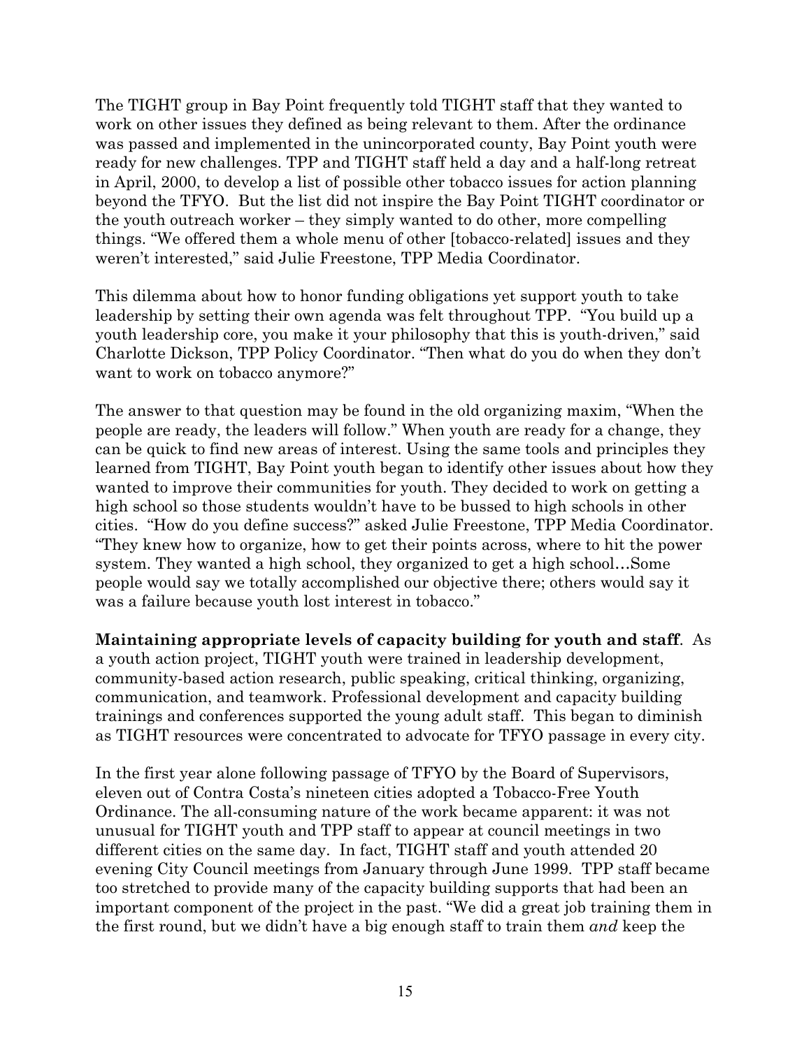The TIGHT group in Bay Point frequently told TIGHT staff that they wanted to work on other issues they defined as being relevant to them. After the ordinance was passed and implemented in the unincorporated county, Bay Point youth were ready for new challenges. TPP and TIGHT staff held a day and a half-long retreat in April, 2000, to develop a list of possible other tobacco issues for action planning beyond the TFYO. But the list did not inspire the Bay Point TIGHT coordinator or the youth outreach worker – they simply wanted to do other, more compelling things. "We offered them a whole menu of other [tobacco-related] issues and they weren't interested," said Julie Freestone, TPP Media Coordinator.

This dilemma about how to honor funding obligations yet support youth to take leadership by setting their own agenda was felt throughout TPP. "You build up a youth leadership core, you make it your philosophy that this is youth-driven," said Charlotte Dickson, TPP Policy Coordinator. "Then what do you do when they don't want to work on tobacco anymore?"

The answer to that question may be found in the old organizing maxim, "When the people are ready, the leaders will follow." When youth are ready for a change, they can be quick to find new areas of interest. Using the same tools and principles they learned from TIGHT, Bay Point youth began to identify other issues about how they wanted to improve their communities for youth. They decided to work on getting a high school so those students wouldn't have to be bussed to high schools in other cities. "How do you define success?" asked Julie Freestone, TPP Media Coordinator. "They knew how to organize, how to get their points across, where to hit the power system. They wanted a high school, they organized to get a high school…Some people would say we totally accomplished our objective there; others would say it was a failure because youth lost interest in tobacco."

**Maintaining appropriate levels of capacity building for youth and staff**. As a youth action project, TIGHT youth were trained in leadership development, community-based action research, public speaking, critical thinking, organizing, communication, and teamwork. Professional development and capacity building trainings and conferences supported the young adult staff. This began to diminish as TIGHT resources were concentrated to advocate for TFYO passage in every city.

In the first year alone following passage of TFYO by the Board of Supervisors, eleven out of Contra Costa's nineteen cities adopted a Tobacco-Free Youth Ordinance. The all-consuming nature of the work became apparent: it was not unusual for TIGHT youth and TPP staff to appear at council meetings in two different cities on the same day. In fact, TIGHT staff and youth attended 20 evening City Council meetings from January through June 1999. TPP staff became too stretched to provide many of the capacity building supports that had been an important component of the project in the past. "We did a great job training them in the first round, but we didn't have a big enough staff to train them *and* keep the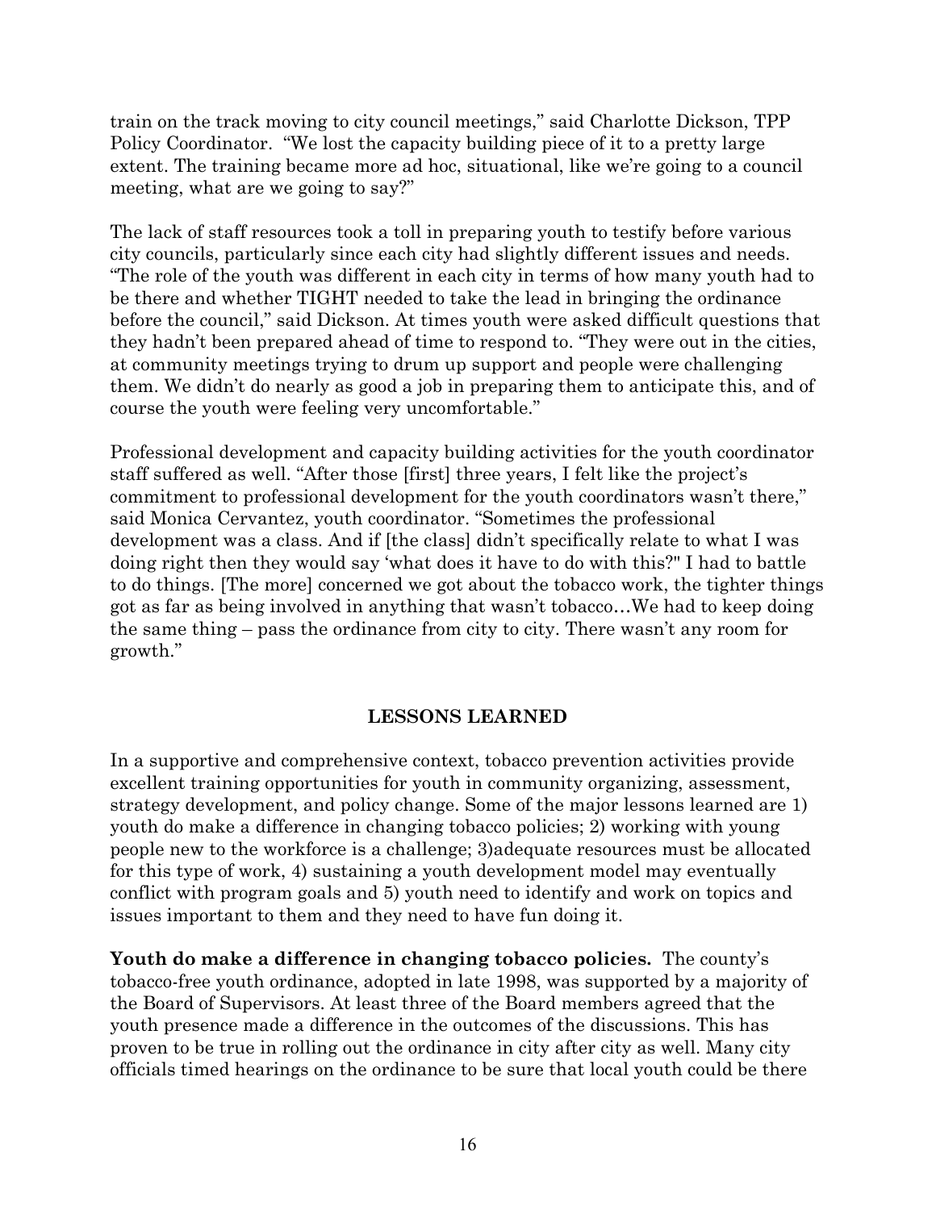train on the track moving to city council meetings," said Charlotte Dickson, TPP Policy Coordinator. "We lost the capacity building piece of it to a pretty large extent. The training became more ad hoc, situational, like we're going to a council meeting, what are we going to say?"

The lack of staff resources took a toll in preparing youth to testify before various city councils, particularly since each city had slightly different issues and needs. "The role of the youth was different in each city in terms of how many youth had to be there and whether TIGHT needed to take the lead in bringing the ordinance before the council," said Dickson. At times youth were asked difficult questions that they hadn't been prepared ahead of time to respond to. "They were out in the cities, at community meetings trying to drum up support and people were challenging them. We didn't do nearly as good a job in preparing them to anticipate this, and of course the youth were feeling very uncomfortable."

Professional development and capacity building activities for the youth coordinator staff suffered as well. "After those [first] three years, I felt like the project's commitment to professional development for the youth coordinators wasn't there," said Monica Cervantez, youth coordinator. "Sometimes the professional development was a class. And if [the class] didn't specifically relate to what I was doing right then they would say 'what does it have to do with this?" I had to battle to do things. [The more] concerned we got about the tobacco work, the tighter things got as far as being involved in anything that wasn't tobacco…We had to keep doing the same thing – pass the ordinance from city to city. There wasn't any room for growth."

## LESSONS LEARNED

In a supportive and comprehensive context, tobacco prevention activities provide excellent training opportunities for youth in community organizing, assessment, strategy development, and policy change. Some of the major lessons learned are 1) youth do make a difference in changing tobacco policies; 2) working with young people new to the workforce is a challenge; 3)adequate resources must be allocated for this type of work, 4) sustaining a youth development model may eventually conflict with program goals and 5) youth need to identify and work on topics and issues important to them and they need to have fun doing it.

**Youth do make a difference in changing tobacco policies.** The county's tobacco-free youth ordinance, adopted in late 1998, was supported by a majority of the Board of Supervisors. At least three of the Board members agreed that the youth presence made a difference in the outcomes of the discussions. This has proven to be true in rolling out the ordinance in city after city as well. Many city officials timed hearings on the ordinance to be sure that local youth could be there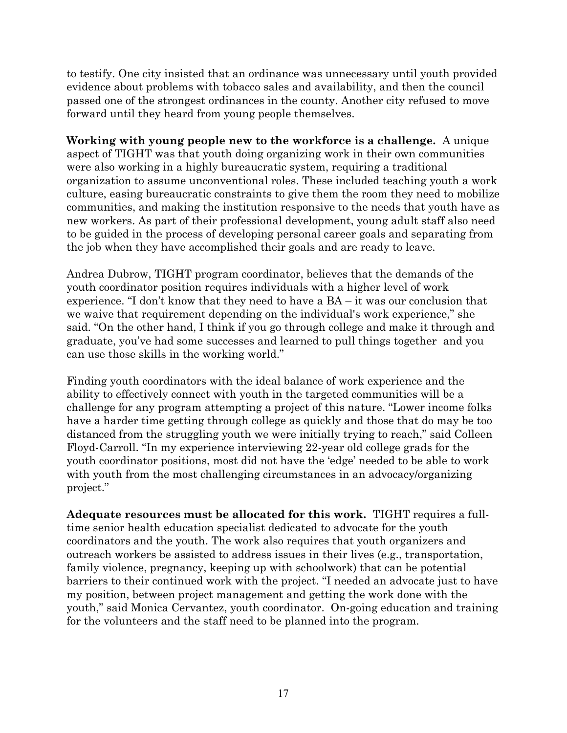to testify. One city insisted that an ordinance was unnecessary until youth provided evidence about problems with tobacco sales and availability, and then the council passed one of the strongest ordinances in the county. Another city refused to move forward until they heard from young people themselves.

**Working with young people new to the workforce is a challenge.** A unique aspect of TIGHT was that youth doing organizing work in their own communities were also working in a highly bureaucratic system, requiring a traditional organization to assume unconventional roles. These included teaching youth a work culture, easing bureaucratic constraints to give them the room they need to mobilize communities, and making the institution responsive to the needs that youth have as new workers. As part of their professional development, young adult staff also need to be guided in the process of developing personal career goals and separating from the job when they have accomplished their goals and are ready to leave.

Andrea Dubrow, TIGHT program coordinator, believes that the demands of the youth coordinator position requires individuals with a higher level of work experience. "I don't know that they need to have a BA – it was our conclusion that we waive that requirement depending on the individual's work experience," she said. "On the other hand, I think if you go through college and make it through and graduate, you've had some successes and learned to pull things together and you can use those skills in the working world."

Finding youth coordinators with the ideal balance of work experience and the ability to effectively connect with youth in the targeted communities will be a challenge for any program attempting a project of this nature. "Lower income folks have a harder time getting through college as quickly and those that do may be too distanced from the struggling youth we were initially trying to reach," said Colleen Floyd-Carroll. "In my experience interviewing 22-year old college grads for the youth coordinator positions, most did not have the 'edge' needed to be able to work with youth from the most challenging circumstances in an advocacy/organizing project."

**Adequate resources must be allocated for this work.** TIGHT requires a full-time senior health education specialist dedicated to advocate for the youth coordinators and the youth. The work also requires that youth organizers and outreach workers be assisted to address issues in their lives (e.g., transportation, family violence, pregnancy, keeping up with schoolwork) that can be potential barriers to their continued work with the project. "I needed an advocate just to have my position, between project management and getting the work done with the youth," said Monica Cervantez, youth coordinator. On-going education and training for the volunteers and the staff need to be planned into the program.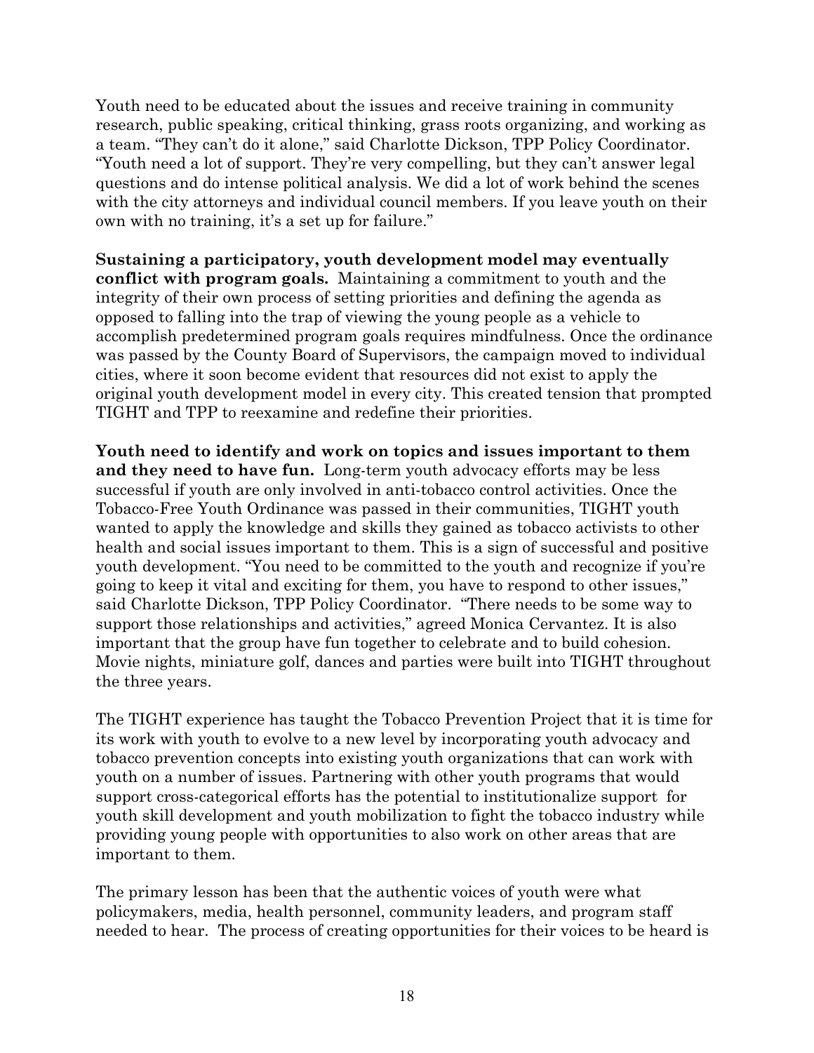Youth need to be educated about the issues and receive training in community research, public speaking, critical thinking, grass roots organizing, and working as a team. "They can't do it alone," said Charlotte Dickson, TPP Policy Coordinator. "Youth need a lot of support. They're very compelling, but they can't answer legal questions and do intense political analysis. We did a lot of work behind the scenes with the city attorneys and individual council members. If you leave youth on their own with no training, it's a set up for failure."

**Sustaining a participatory, youth development model may eventually conflict with program goals.** Maintaining a commitment to youth and the integrity of their own process of setting priorities and defining the agenda as opposed to falling into the trap of viewing the young people as a vehicle to accomplish predetermined program goals requires mindfulness. Once the ordinance was passed by the County Board of Supervisors, the campaign moved to individual cities, where it soon become evident that resources did not exist to apply the original youth development model in every city. This created tension that prompted TIGHT and TPP to reexamine and redefine their priorities.

**Youth need to identify and work on topics and issues important to them and they need to have fun.** Long-term youth advocacy efforts may be less successful if youth are only involved in anti-tobacco control activities. Once the Tobacco-Free Youth Ordinance was passed in their communities, TIGHT youth wanted to apply the knowledge and skills they gained as tobacco activists to other health and social issues important to them. This is a sign of successful and positive youth development. "You need to be committed to the youth and recognize if you're going to keep it vital and exciting for them, you have to respond to other issues," said Charlotte Dickson, TPP Policy Coordinator. "There needs to be some way to support those relationships and activities," agreed Monica Cervantez. It is also important that the group have fun together to celebrate and to build cohesion. Movie nights, miniature golf, dances and parties were built into TIGHT throughout the three years.

The TIGHT experience has taught the Tobacco Prevention Project that it is time for its work with youth to evolve to a new level by incorporating youth advocacy and tobacco prevention concepts into existing youth organizations that can work with youth on a number of issues. Partnering with other youth programs that would support cross-categorical efforts has the potential to institutionalize support for youth skill development and youth mobilization to fight the tobacco industry while providing young people with opportunities to also work on other areas that are important to them.

The primary lesson has been that the authentic voices of youth were what policymakers, media, health personnel, community leaders, and program staff needed to hear. The process of creating opportunities for their voices to be heard is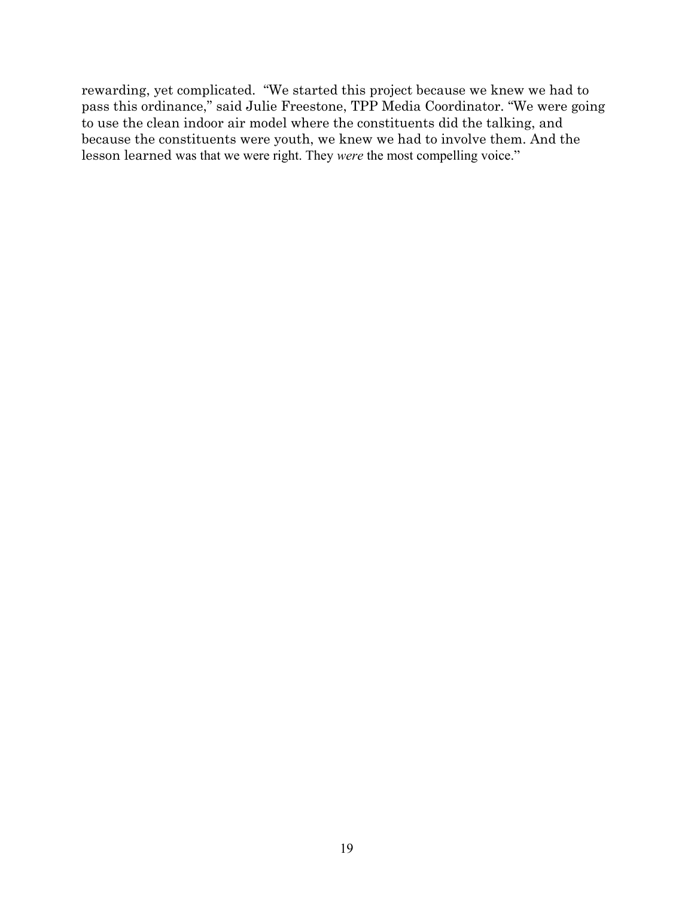rewarding, yet complicated. "We started this project because we knew we had to pass this ordinance," said Julie Freestone, TPP Media Coordinator. "We were going to use the clean indoor air model where the constituents did the talking, and because the constituents were youth, we knew we had to involve them. And the lesson learned was that we were right. They *were* the most compelling voice."